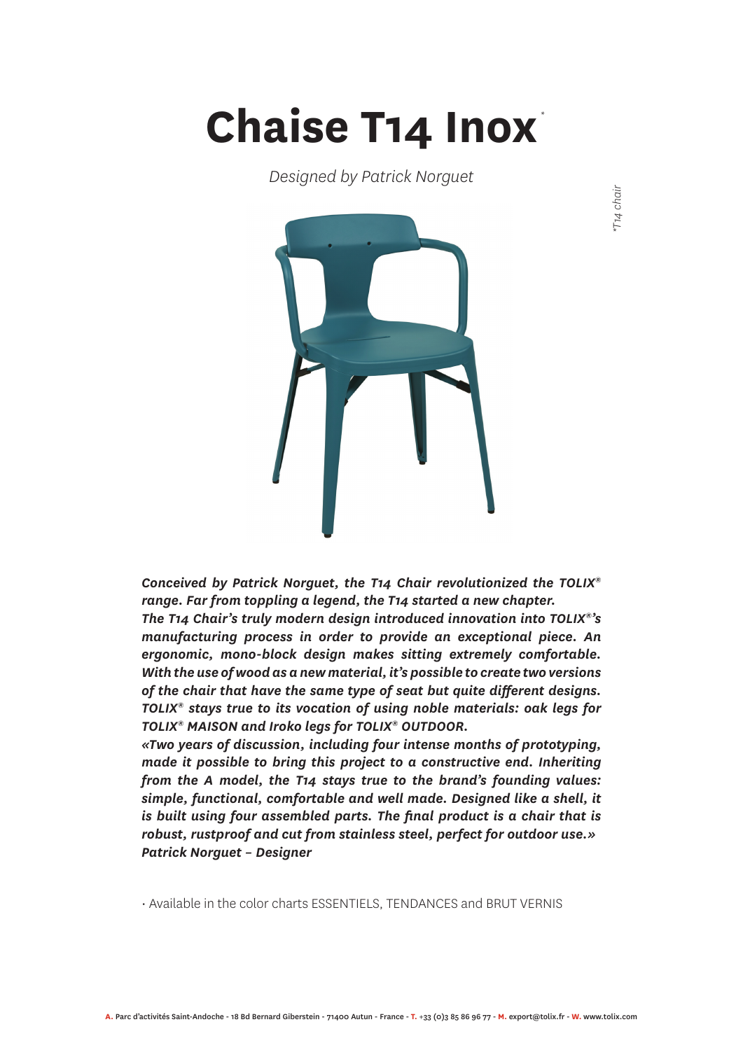# Chaise T14 Inox*

*Designed by Patrick Norguet*

*\*T14 chair*

***Conceived by Patrick Norguet, the T14 Chair revolutionized the TOLIX® range. Far from toppling a legend, the T14 started a new chapter.***
***The T14 Chair's truly modern design introduced innovation into TOLIX®'s manufacturing process in order to provide an exceptional piece. An ergonomic, mono-block design makes sitting extremely comfortable. With the use of wood as a new material, it's possible to create two versions of the chair that have the same type of seat but quite different designs. TOLIX® stays true to its vocation of using noble materials: oak legs for TOLIX® MAISON and Iroko legs for TOLIX® OUTDOOR.***
***«Two years of discussion, including four intense months of prototyping, made it possible to bring this project to a constructive end. Inheriting from the A model, the T14 stays true to the brand's founding values: simple, functional, comfortable and well made. Designed like a shell, it is built using four assembled parts. The final product is a chair that is robust, rustproof and cut from stainless steel, perfect for outdoor use.»***
***Patrick Norguet – Designer***

· Available in the color charts ESSENTIELS, TENDANCES and BRUT VERNIS

**A.** Parc d'activités Saint-Andoche - 18 Bd Bernard Giberstein - 71400 Autun - France - **T.** +33 (0)3 85 86 96 77 - **M.** export@tolix.fr - **W.** www.tolix.com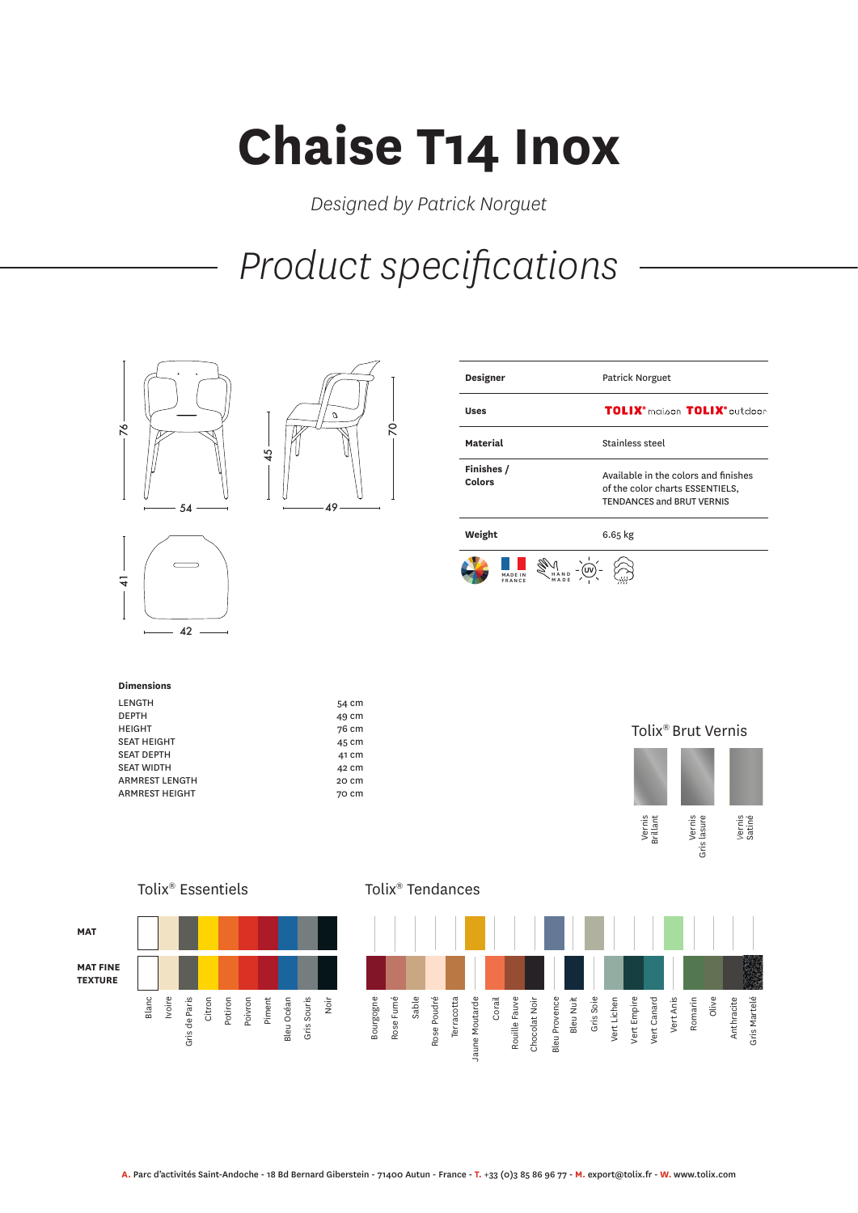# Chaise T14 Inox

*Designed by Patrick Norguet*

## *Product specifications*

76

54

45

49

70

41

42

| | |
|---|---|
| **Designer** | Patrick Norguet |
| **Uses** | TOLIX® maison TOLIX® outdoor |
| **Material** | Stainless steel |
| **Finishes / Colors** | Available in the colors and finishes of the color charts ESSENTIELS, TENDANCES and BRUT VERNIS |
| **Weight** | 6.65 kg |

MADE IN FRANCE

HAND MADE

UV

**Dimensions**

| | |
|---|---|
| LENGTH | 54 cm |
| DEPTH | 49 cm |
| HEIGHT | 76 cm |
| SEAT HEIGHT | 45 cm |
| SEAT DEPTH | 41 cm |
| SEAT WIDTH | 42 cm |
| ARMREST LENGTH | 20 cm |
| ARMREST HEIGHT | 70 cm |

### Tolix® Brut Vernis

Vernis Brillant

Vernis Gris lasure

Vernis Satiné

### Tolix® Essentiels

MAT

MAT FINE TEXTURE

Blanc, Ivoire, Gris de Paris, Citron, Potiron, Poivron, Piment, Bleu Océan, Gris Souris, Noir

### Tolix® Tendances

Bourgogne, Rose Fumé, Sable, Rose Poudré, Terracotta, Jaune Moutarde, Corail, Rouille Fauve, Chocolat Noir, Bleu Provence, Bleu Nuit, Gris Soie, Vert Lichen, Vert Empire, Vert Canard, Vert Anis, Romarin, Olive, Anthracite, Gris Martelé

**A.** Parc d'activités Saint-Andoche - 18 Bd Bernard Giberstein - 71400 Autun - France - **T.** +33 (0)3 85 86 96 77 - **M.** export@tolix.fr - **W.** www.tolix.com